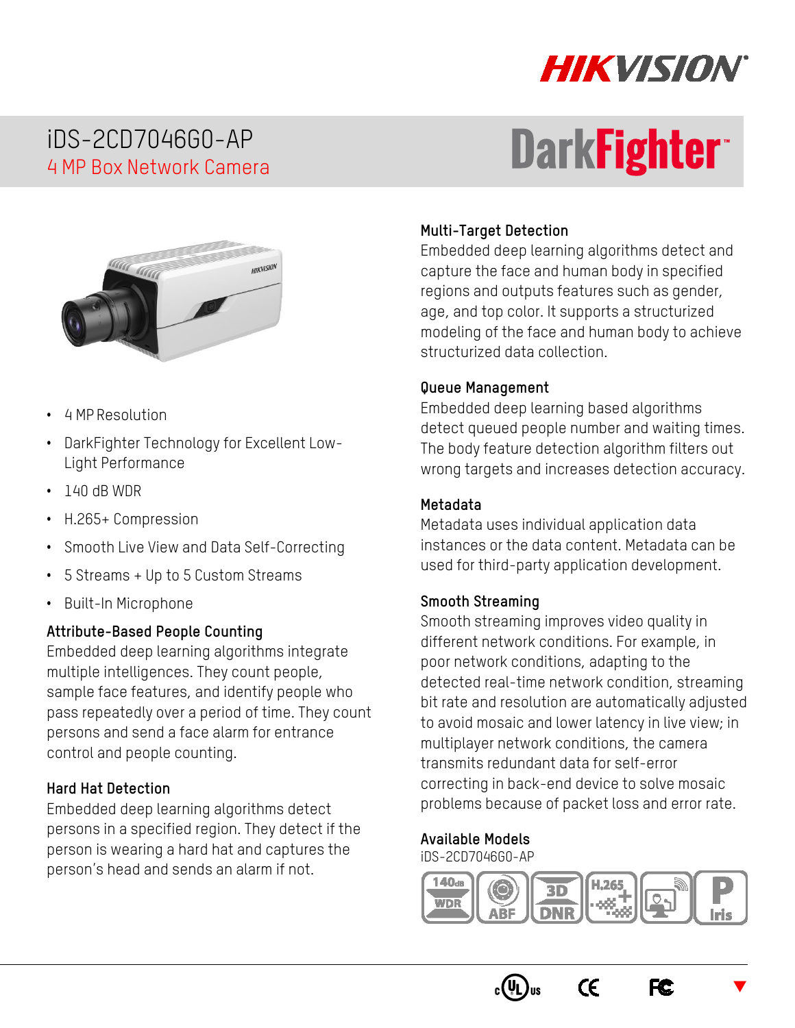# iDS-2CD7046G0-AP

## 4 MP Box Network Camera

DarkFighter

- 4 MP Resolution
- DarkFighter Technology for Excellent Low-Light Performance
- 140 dB WDR
- H.265+ Compression
- Smooth Live View and Data Self-Correcting
- 5 Streams + Up to 5 Custom Streams
- Built-In Microphone

### Attribute-Based People Counting

Embedded deep learning algorithms integrate multiple intelligences. They count people, sample face features, and identify people who pass repeatedly over a period of time. They count persons and send a face alarm for entrance control and people counting.

### Hard Hat Detection

Embedded deep learning algorithms detect persons in a specified region. They detect if the person is wearing a hard hat and captures the person's head and sends an alarm if not.

### Multi-Target Detection

Embedded deep learning algorithms detect and capture the face and human body in specified regions and outputs features such as gender, age, and top color. It supports a structurized modeling of the face and human body to achieve structurized data collection.

### Queue Management

Embedded deep learning based algorithms detect queued people number and waiting times. The body feature detection algorithm filters out wrong targets and increases detection accuracy.

### Metadata

Metadata uses individual application data instances or the data content. Metadata can be used for third-party application development.

### Smooth Streaming

Smooth streaming improves video quality in different network conditions. For example, in poor network conditions, adapting to the detected real-time network condition, streaming bit rate and resolution are automatically adjusted to avoid mosaic and lower latency in live view; in multiplayer network conditions, the camera transmits redundant data for self-error correcting in back-end device to solve mosaic problems because of packet loss and error rate.

### Available Models

iDS-2CD7046G0-AP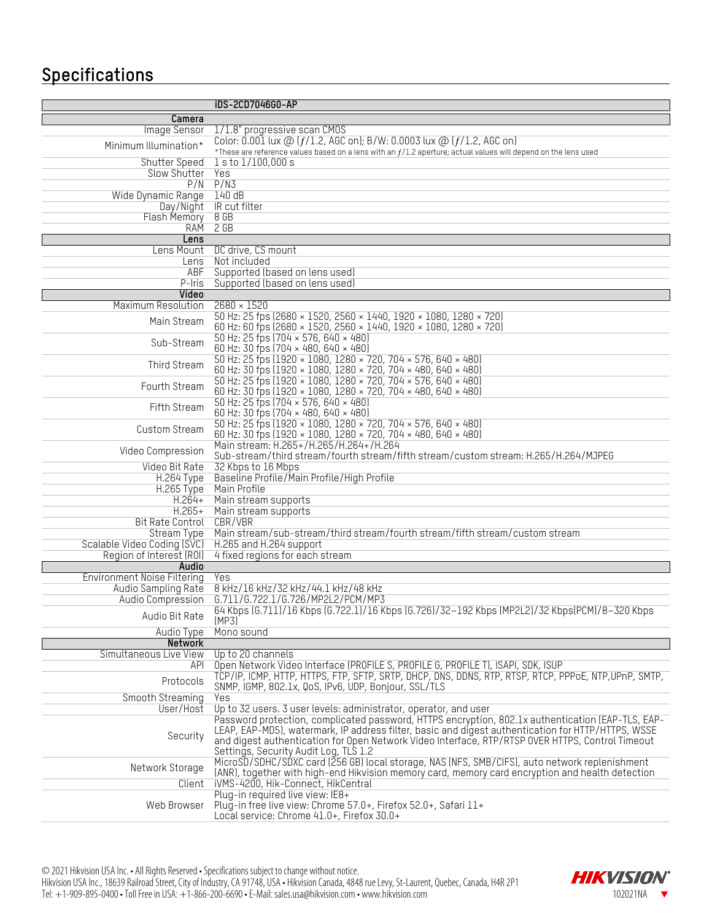## Specifications

| | iDS-2CD7046G0-AP |
|---|---|
| **Camera** | |
| Image Sensor | 1/1.8" progressive scan CMOS |
| Minimum Illumination* | Color: 0.001 lux @ (ƒ/1.2, AGC on); B/W: 0.0003 lux @ (ƒ/1.2, AGC on)<br>*These are reference values based on a lens with an ƒ/1.2 aperture; actual values will depend on the lens used |
| Shutter Speed | 1 s to 1/100,000 s |
| Slow Shutter | Yes |
| P/N | P/N3 |
| Wide Dynamic Range | 140 dB |
| Day/Night | IR cut filter |
| Flash Memory | 8 GB |
| RAM | 2 GB |
| **Lens** | |
| Lens Mount | DC drive, CS mount |
| Lens | Not included |
| ABF | Supported (based on lens used) |
| P-Iris | Supported (based on lens used) |
| **Video** | |
| Maximum Resolution | 2680 × 1520 |
| Main Stream | 50 Hz: 25 fps (2680 × 1520, 2560 × 1440, 1920 × 1080, 1280 × 720)<br>60 Hz: 60 fps (2680 × 1520, 2560 × 1440, 1920 × 1080, 1280 × 720) |
| Sub-Stream | 50 Hz: 25 fps (704 × 576, 640 × 480)<br>60 Hz: 30 fps (704 × 480, 640 × 480) |
| Third Stream | 50 Hz: 25 fps (1920 × 1080, 1280 × 720, 704 × 576, 640 × 480)<br>60 Hz: 30 fps (1920 × 1080, 1280 × 720, 704 × 480, 640 × 480) |
| Fourth Stream | 50 Hz: 25 fps (1920 × 1080, 1280 × 720, 704 × 576, 640 × 480)<br>60 Hz: 30 fps (1920 × 1080, 1280 × 720, 704 × 480, 640 × 480) |
| Fifth Stream | 50 Hz: 25 fps (704 × 576, 640 × 480)<br>60 Hz: 30 fps (704 × 480, 640 × 480) |
| Custom Stream | 50 Hz: 25 fps (1920 × 1080, 1280 × 720, 704 × 576, 640 × 480)<br>60 Hz: 30 fps (1920 × 1080, 1280 × 720, 704 × 480, 640 × 480) |
| Video Compression | Main stream: H.265+/H.265/H.264+/H.264<br>Sub-stream/third stream/fourth stream/fifth stream/custom stream: H.265/H.264/MJPEG |
| Video Bit Rate | 32 Kbps to 16 Mbps |
| H.264 Type | Baseline Profile/Main Profile/High Profile |
| H.265 Type | Main Profile |
| H.264+ | Main stream supports |
| H.265+ | Main stream supports |
| Bit Rate Control | CBR/VBR |
| Stream Type | Main stream/sub-stream/third stream/fourth stream/fifth stream/custom stream |
| Scalable Video Coding (SVC) | H.265 and H.264 support |
| Region of Interest (ROI) | 4 fixed regions for each stream |
| **Audio** | |
| Environment Noise Filtering | Yes |
| Audio Sampling Rate | 8 kHz/16 kHz/32 kHz/44.1 kHz/48 kHz |
| Audio Compression | G.711/G.722.1/G.726/MP2L2/PCM/MP3 |
| Audio Bit Rate | 64 Kbps (G.711)/16 Kbps (G.722.1)/16 Kbps (G.726)/32–192 Kbps (MP2L2)/32 Kbps(PCM)/8–320 Kbps (MP3) |
| Audio Type | Mono sound |
| **Network** | |
| Simultaneous Live View | Up to 20 channels |
| API | Open Network Video Interface (PROFILE S, PROFILE G, PROFILE T), ISAPI, SDK, ISUP |
| Protocols | TCP/IP, ICMP, HTTP, HTTPS, FTP, SFTP, SRTP, DHCP, DNS, DDNS, RTP, RTSP, RTCP, PPPoE, NTP,UPnP, SMTP, SNMP, IGMP, 802.1x, QoS, IPv6, UDP, Bonjour, SSL/TLS |
| Smooth Streaming | Yes |
| User/Host | Up to 32 users. 3 user levels: administrator, operator, and user |
| Security | Password protection, complicated password, HTTPS encryption, 802.1x authentication (EAP-TLS, EAP-LEAP, EAP-MD5), watermark, IP address filter, basic and digest authentication for HTTP/HTTPS, WSSE and digest authentication for Open Network Video Interface, RTP/RTSP OVER HTTPS, Control Timeout Settings, Security Audit Log, TLS 1.2 |
| Network Storage | MicroSD/SDHC/SDXC card (256 GB) local storage, NAS (NFS, SMB/CIFS), auto network replenishment (ANR), together with high-end Hikvision memory card, memory card encryption and health detection |
| Client | iVMS-4200, Hik-Connect, HikCentral |
| Web Browser | Plug-in required live view: IE8+<br>Plug-in free live view: Chrome 57.0+, Firefox 52.0+, Safari 11+<br>Local service: Chrome 41.0+, Firefox 30.0+ |

© 2021 Hikvision USA Inc. • All Rights Reserved • Specifications subject to change without notice.
Hikvision USA Inc., 18639 Railroad Street, City of Industry, CA 91748, USA • Hikvision Canada, 4848 rue Levy, St-Laurent, Quebec, Canada, H4R 2P1
Tel: +1-909-895-0400 • Toll Free in USA: +1-866-200-6690 • E-Mail: sales.usa@hikvision.com • www.hikvision.com

HIKVISION 102021NA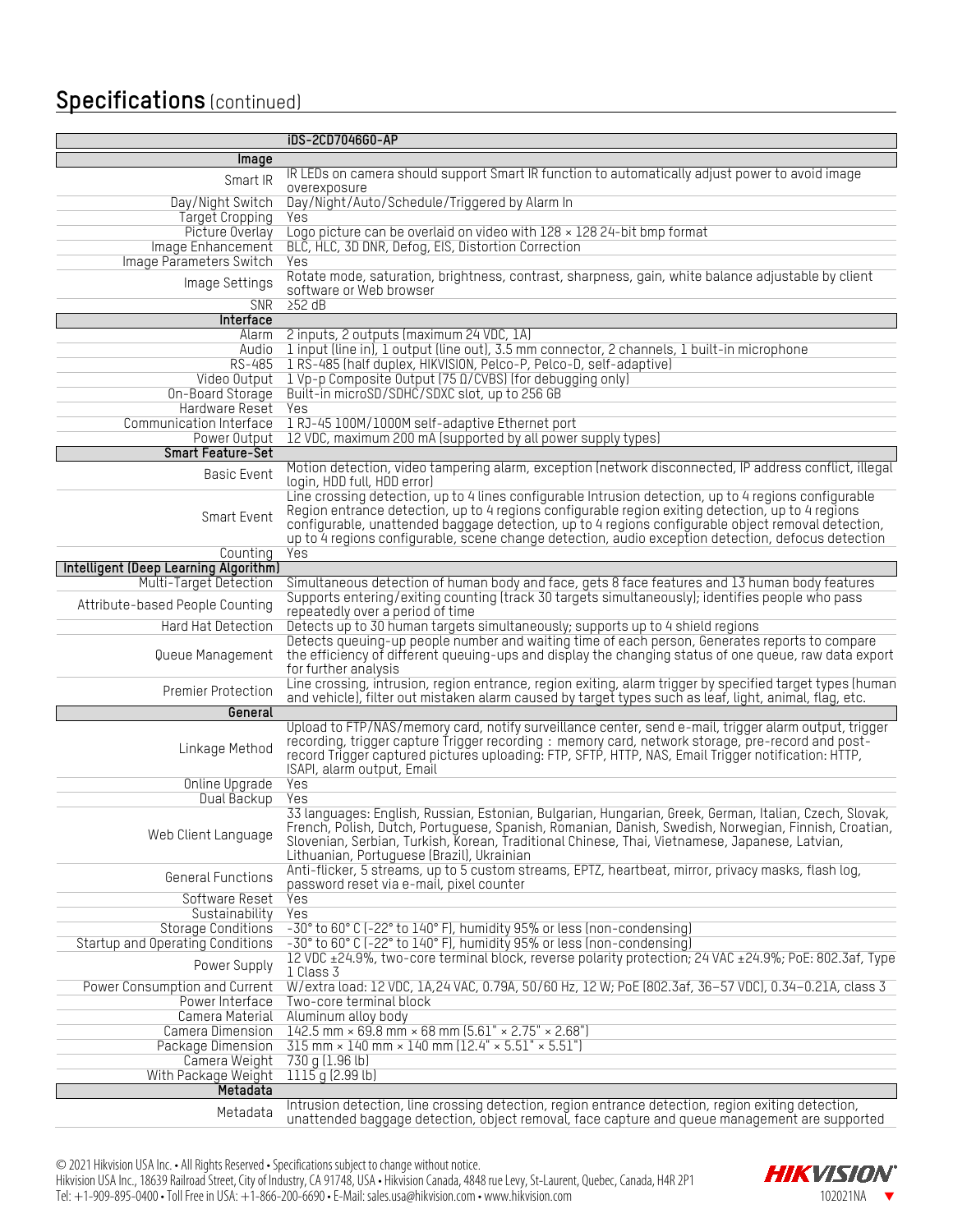## Specifications (continued)

| | iDS-2CD7046G0-AP |
|---|---|
| **Image** | |
| Smart IR | IR LEDs on camera should support Smart IR function to automatically adjust power to avoid image overexposure |
| Day/Night Switch | Day/Night/Auto/Schedule/Triggered by Alarm In |
| Target Cropping | Yes |
| Picture Overlay | Logo picture can be overlaid on video with 128 × 128 24-bit bmp format |
| Image Enhancement | BLC, HLC, 3D DNR, Defog, EIS, Distortion Correction |
| Image Parameters Switch | Yes |
| Image Settings | Rotate mode, saturation, brightness, contrast, sharpness, gain, white balance adjustable by client software or Web browser |
| SNR | ≥52 dB |
| **Interface** | |
| Alarm | 2 inputs, 2 outputs (maximum 24 VDC, 1A) |
| Audio | 1 input (line in), 1 output (line out), 3.5 mm connector, 2 channels, 1 built-in microphone |
| RS-485 | 1 RS-485 (half duplex, HIKVISION, Pelco-P, Pelco-D, self-adaptive) |
| Video Output | 1 Vp-p Composite Output (75 Ω/CVBS) (for debugging only) |
| On-Board Storage | Built-in microSD/SDHC/SDXC slot, up to 256 GB |
| Hardware Reset | Yes |
| Communication Interface | 1 RJ-45 100M/1000M self-adaptive Ethernet port |
| Power Output | 12 VDC, maximum 200 mA (supported by all power supply types) |
| **Smart Feature-Set** | |
| Basic Event | Motion detection, video tampering alarm, exception (network disconnected, IP address conflict, illegal login, HDD full, HDD error) |
| Smart Event | Line crossing detection, up to 4 lines configurable Intrusion detection, up to 4 regions configurable Region entrance detection, up to 4 regions configurable region exiting detection, up to 4 regions configurable, unattended baggage detection, up to 4 regions configurable object removal detection, up to 4 regions configurable, scene change detection, audio exception detection, defocus detection |
| Counting | Yes |
| **Intelligent (Deep Learning Algorithm)** | |
| Multi-Target Detection | Simultaneous detection of human body and face, gets 8 face features and 13 human body features |
| Attribute-based People Counting | Supports entering/exiting counting (track 30 targets simultaneously); identifies people who pass repeatedly over a period of time |
| Hard Hat Detection | Detects up to 30 human targets simultaneously; supports up to 4 shield regions |
| Queue Management | Detects queuing-up people number and waiting time of each person, Generates reports to compare the efficiency of different queuing-ups and display the changing status of one queue, raw data export for further analysis |
| Premier Protection | Line crossing, intrusion, region entrance, region exiting, alarm trigger by specified target types (human and vehicle), filter out mistaken alarm caused by target types such as leaf, light, animal, flag, etc. |
| **General** | |
| Linkage Method | Upload to FTP/NAS/memory card, notify surveillance center, send e-mail, trigger alarm output, trigger recording, trigger capture Trigger recording： memory card, network storage, pre-record and post-record Trigger captured pictures uploading: FTP, SFTP, HTTP, NAS, Email Trigger notification: HTTP, ISAPI, alarm output, Email |
| Online Upgrade | Yes |
| Dual Backup | Yes |
| Web Client Language | 33 languages: English, Russian, Estonian, Bulgarian, Hungarian, Greek, German, Italian, Czech, Slovak, French, Polish, Dutch, Portuguese, Spanish, Romanian, Danish, Swedish, Norwegian, Finnish, Croatian, Slovenian, Serbian, Turkish, Korean, Traditional Chinese, Thai, Vietnamese, Japanese, Latvian, Lithuanian, Portuguese (Brazil), Ukrainian |
| General Functions | Anti-flicker, 5 streams, up to 5 custom streams, EPTZ, heartbeat, mirror, privacy masks, flash log, password reset via e-mail, pixel counter |
| Software Reset | Yes |
| Sustainability | Yes |
| Storage Conditions | -30° to 60° C (-22° to 140° F), humidity 95% or less (non-condensing) |
| Startup and Operating Conditions | -30° to 60° C (-22° to 140° F), humidity 95% or less (non-condensing) |
| Power Supply | 12 VDC ±24.9%, two-core terminal block, reverse polarity protection; 24 VAC ±24.9%; PoE: 802.3af, Type 1 Class 3 |
| Power Consumption and Current | W/extra load: 12 VDC, 1A,24 VAC, 0.79A, 50/60 Hz, 12 W; PoE (802.3af, 36–57 VDC), 0.34–0.21A, class 3 |
| Power Interface | Two-core terminal block |
| Camera Material | Aluminum alloy body |
| Camera Dimension | 142.5 mm × 69.8 mm × 68 mm (5.61" × 2.75" × 2.68") |
| Package Dimension | 315 mm × 140 mm × 140 mm (12.4" × 5.51" × 5.51") |
| Camera Weight | 730 g (1.96 lb) |
| With Package Weight | 1115 g (2.99 lb) |
| **Metadata** | |
| Metadata | Intrusion detection, line crossing detection, region entrance detection, region exiting detection, unattended baggage detection, object removal, face capture and queue management are supported |

© 2021 Hikvision USA Inc. • All Rights Reserved • Specifications subject to change without notice.
Hikvision USA Inc., 18639 Railroad Street, City of Industry, CA 91748, USA • Hikvision Canada, 4848 rue Levy, St-Laurent, Quebec, Canada, H4R 2P1
Tel: +1-909-895-0400 • Toll Free in USA: +1-866-200-6690 • E-Mail: sales.usa@hikvision.com • www.hikvision.com

HIKVISION
102021NA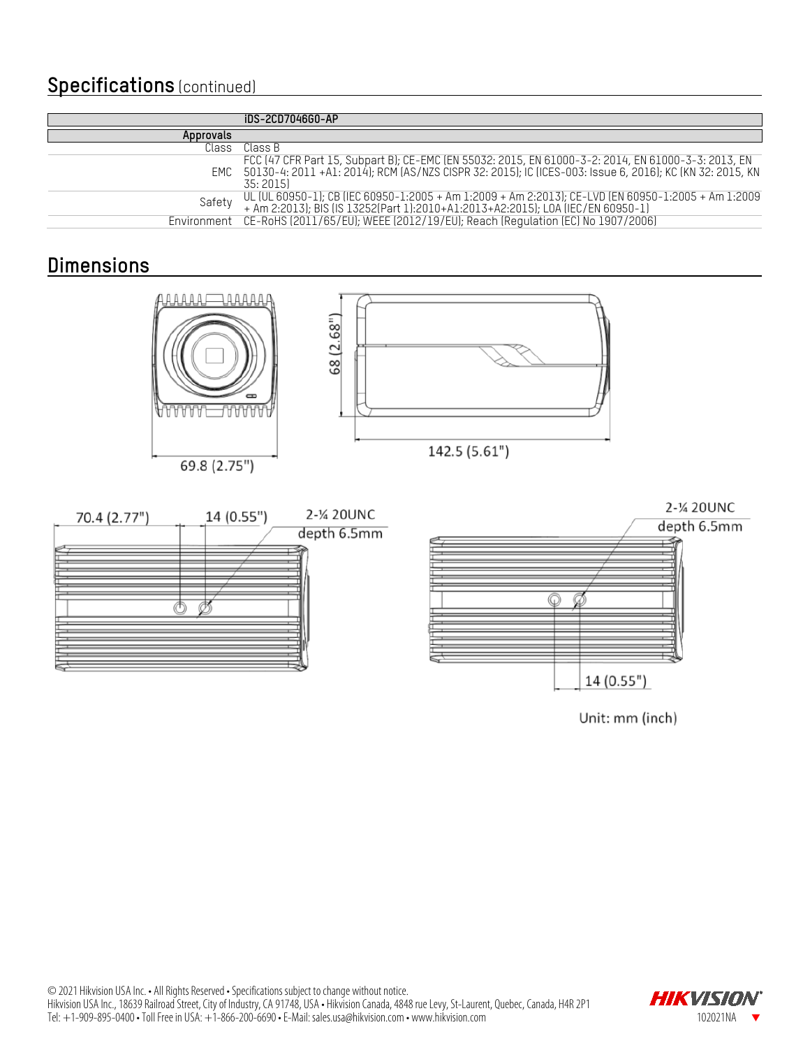## Specifications (continued)

| | iDS-2CD7046G0-AP |
|---|---|
| **Approvals** | |
| Class | Class B |
| EMC | FCC (47 CFR Part 15, Subpart B); CE-EMC (EN 55032: 2015, EN 61000-3-2: 2014, EN 61000-3-3: 2013, EN 50130-4: 2011 +A1: 2014); RCM (AS/NZS CISPR 32: 2015); IC (ICES-003: Issue 6, 2016); KC (KN 32: 2015, KN 35: 2015) |
| Safety | UL (UL 60950-1); CB (IEC 60950-1:2005 + Am 1:2009 + Am 2:2013); CE-LVD (EN 60950-1:2005 + Am 1:2009 + Am 2:2013); BIS (IS 13252(Part 1):2010+A1:2013+A2:2015); LOA (IEC/EN 60950-1) |
| Environment | CE-RoHS (2011/65/EU); WEEE (2012/19/EU); Reach (Regulation (EC) No 1907/2006) |

## Dimensions

69.8 (2.75")

68 (2.68")

142.5 (5.61")

70.4 (2.77")

14 (0.55")

2-¼ 20UNC depth 6.5mm

2-¼ 20UNC depth 6.5mm

14 (0.55")

Unit: mm (inch)

© 2021 Hikvision USA Inc. • All Rights Reserved • Specifications subject to change without notice.
Hikvision USA Inc., 18639 Railroad Street, City of Industry, CA 91748, USA • Hikvision Canada, 4848 rue Levy, St-Laurent, Quebec, Canada, H4R 2P1
Tel: +1-909-895-0400 • Toll Free in USA: +1-866-200-6690 • E-Mail: sales.usa@hikvision.com • www.hikvision.com

HIKVISION

102021NA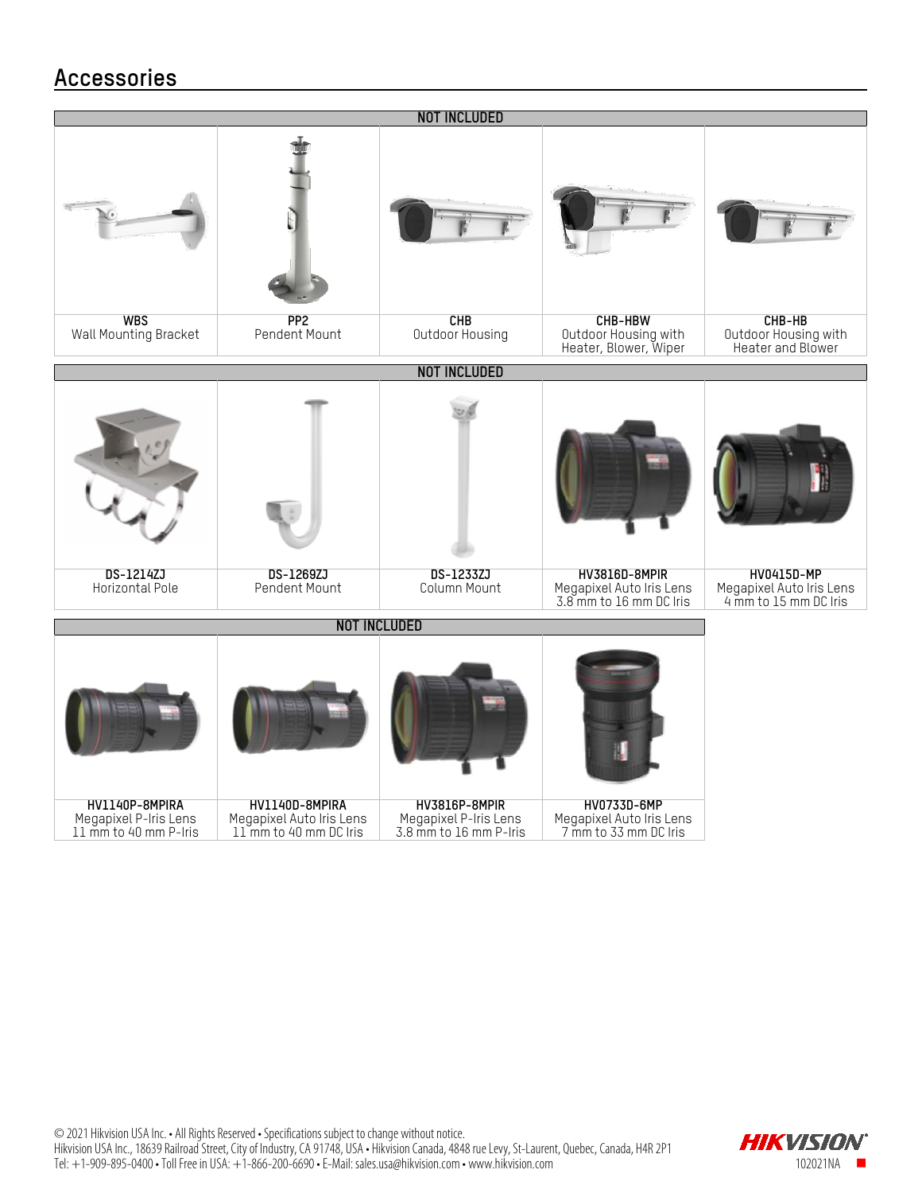## Accessories

| NOT INCLUDED | | | | |
|---|---|---|---|---|
| **WBS** Wall Mounting Bracket | **PP2** Pendent Mount | **CHB** Outdoor Housing | **CHB-HBW** Outdoor Housing with Heater, Blower, Wiper | **CHB-HB** Outdoor Housing with Heater and Blower |

| NOT INCLUDED | | | | |
|---|---|---|---|---|
| **DS-1214ZJ** Horizontal Pole | **DS-1269ZJ** Pendent Mount | **DS-1233ZJ** Column Mount | **HV3816D-8MPIR** Megapixel Auto Iris Lens 3.8 mm to 16 mm DC Iris | **HV0415D-MP** Megapixel Auto Iris Lens 4 mm to 15 mm DC Iris |

| NOT INCLUDED | | | |
|---|---|---|---|
| **HV1140P-8MPIRA** Megapixel P-Iris Lens 11 mm to 40 mm P-Iris | **HV1140D-8MPIRA** Megapixel Auto Iris Lens 11 mm to 40 mm DC Iris | **HV3816P-8MPIR** Megapixel P-Iris Lens 3.8 mm to 16 mm P-Iris | **HV0733D-6MP** Megapixel Auto Iris Lens 7 mm to 33 mm DC Iris |

© 2021 Hikvision USA Inc. • All Rights Reserved • Specifications subject to change without notice.
Hikvision USA Inc., 18639 Railroad Street, City of Industry, CA 91748, USA • Hikvision Canada, 4848 rue Levy, St-Laurent, Quebec, Canada, H4R 2P1
Tel: +1-909-895-0400 • Toll Free in USA: +1-866-200-6690 • E-Mail: sales.usa@hikvision.com • www.hikvision.com

HIKVISION

102021NA